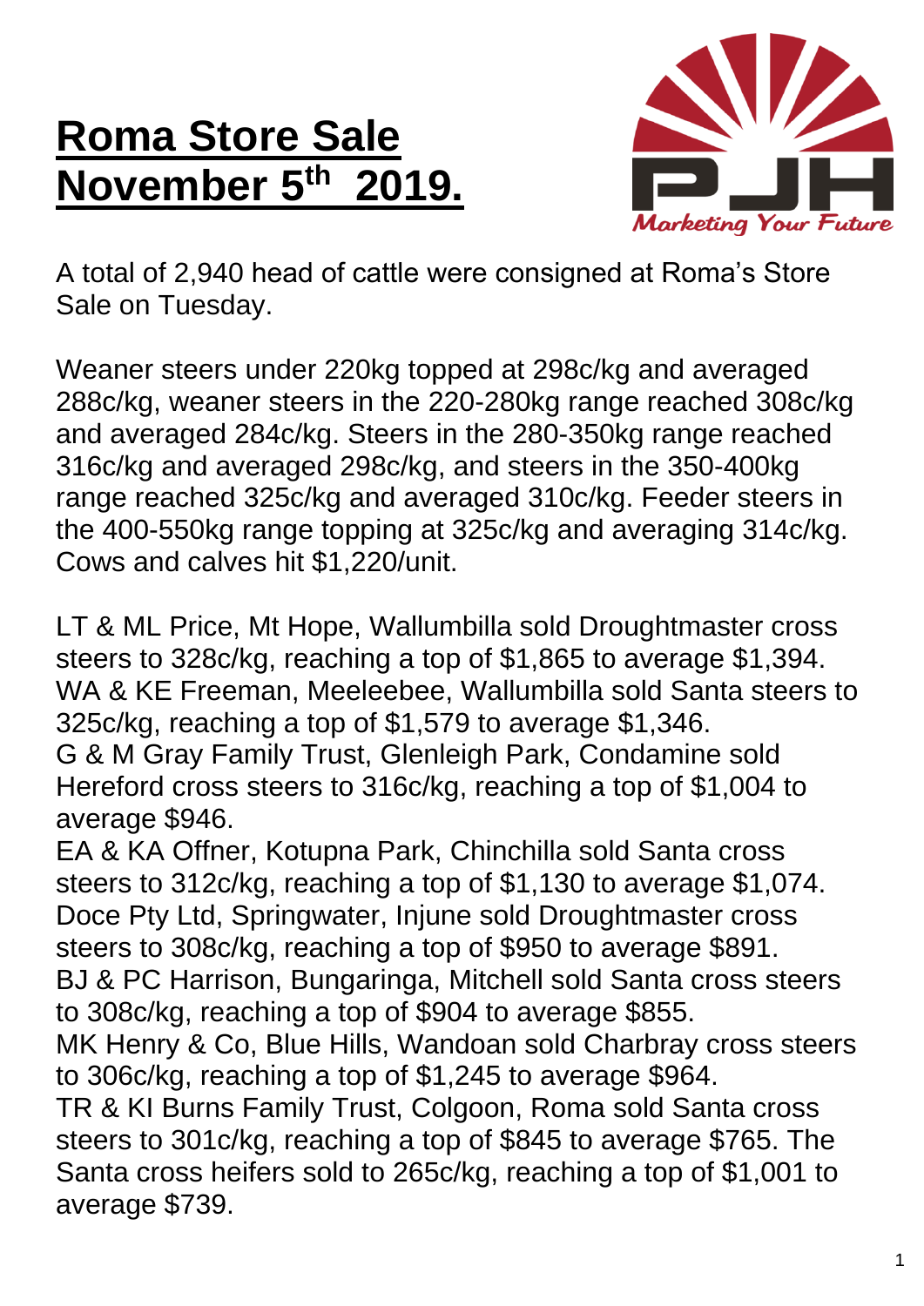# Roma Store Sale November 5th 2019.

A total of 2,940 head of cattle were consigned at Roma's Store Sale on Tuesday.

Weaner steers under 220kg topped at 298c/kg and averaged 288c/kg, weaner steers in the 220-280kg range reached 308c/kg and averaged 284c/kg. Steers in the 280-350kg range reached 316c/kg and averaged 298c/kg, and steers in the 350-400kg range reached 325c/kg and averaged 310c/kg. Feeder steers in the 400-550kg range topping at 325c/kg and averaging 314c/kg. Cows and calves hit $1,220/unit.

LT & ML Price, Mt Hope, Wallumbilla sold Droughtmaster cross steers to 328c/kg, reaching a top of $1,865 to average $1,394.
WA & KE Freeman, Meeleebee, Wallumbilla sold Santa steers to 325c/kg, reaching a top of $1,579 to average $1,346.
G & M Gray Family Trust, Glenleigh Park, Condamine sold Hereford cross steers to 316c/kg, reaching a top of $1,004 to average $946.
EA & KA Offner, Kotupna Park, Chinchilla sold Santa cross steers to 312c/kg, reaching a top of $1,130 to average $1,074.
Doce Pty Ltd, Springwater, Injune sold Droughtmaster cross steers to 308c/kg, reaching a top of $950 to average $891.
BJ & PC Harrison, Bungaringa, Mitchell sold Santa cross steers to 308c/kg, reaching a top of $904 to average $855.
MK Henry & Co, Blue Hills, Wandoan sold Charbray cross steers to 306c/kg, reaching a top of $1,245 to average $964.
TR & KI Burns Family Trust, Colgoon, Roma sold Santa cross steers to 301c/kg, reaching a top of $845 to average $765. The Santa cross heifers sold to 265c/kg, reaching a top of $1,001 to average $739.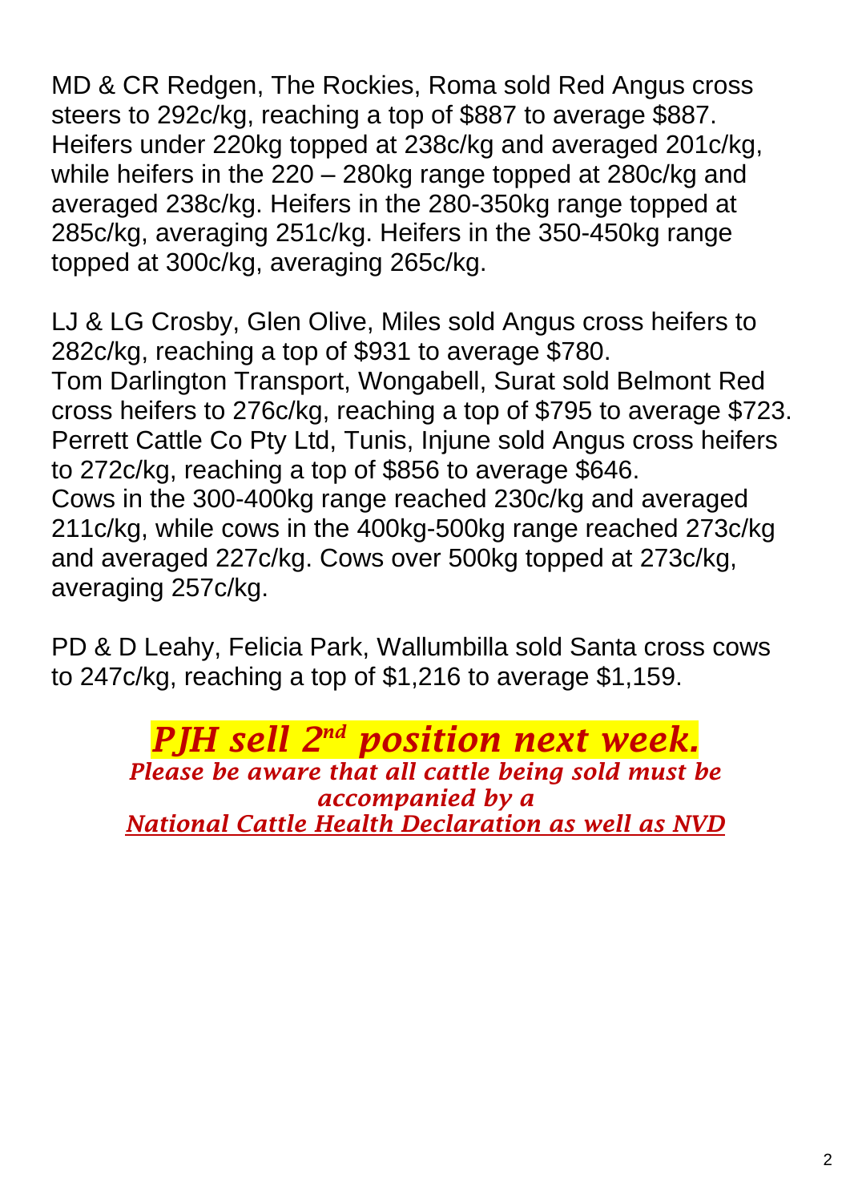MD & CR Redgen, The Rockies, Roma sold Red Angus cross steers to 292c/kg, reaching a top of $887 to average $887. Heifers under 220kg topped at 238c/kg and averaged 201c/kg, while heifers in the 220 – 280kg range topped at 280c/kg and averaged 238c/kg. Heifers in the 280-350kg range topped at 285c/kg, averaging 251c/kg. Heifers in the 350-450kg range topped at 300c/kg, averaging 265c/kg.

LJ & LG Crosby, Glen Olive, Miles sold Angus cross heifers to 282c/kg, reaching a top of $931 to average $780.
Tom Darlington Transport, Wongabell, Surat sold Belmont Red cross heifers to 276c/kg, reaching a top of $795 to average $723.
Perrett Cattle Co Pty Ltd, Tunis, Injune sold Angus cross heifers to 272c/kg, reaching a top of $856 to average $646.
Cows in the 300-400kg range reached 230c/kg and averaged 211c/kg, while cows in the 400kg-500kg range reached 273c/kg and averaged 227c/kg. Cows over 500kg topped at 273c/kg, averaging 257c/kg.

PD & D Leahy, Felicia Park, Wallumbilla sold Santa cross cows to 247c/kg, reaching a top of $1,216 to average $1,159.

***PJH sell 2nd position next week.***

***Please be aware that all cattle being sold must be accompanied by a***
***National Cattle Health Declaration as well as NVD***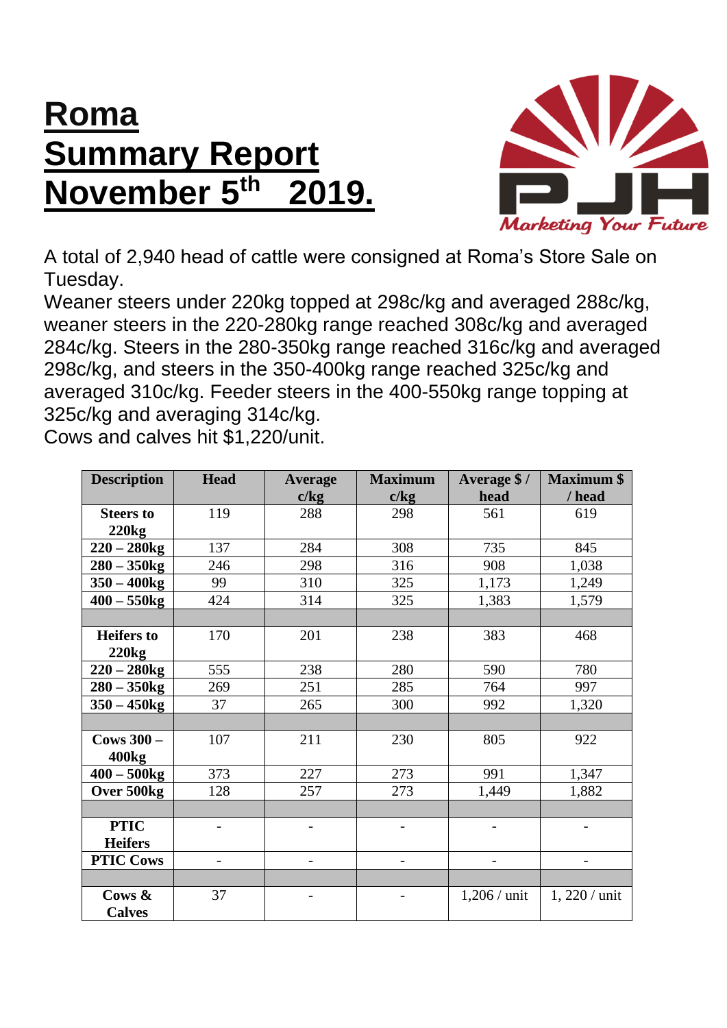# Roma Summary Report November 5th 2019.

PJH Marketing Your Future

A total of 2,940 head of cattle were consigned at Roma's Store Sale on Tuesday.

Weaner steers under 220kg topped at 298c/kg and averaged 288c/kg, weaner steers in the 220-280kg range reached 308c/kg and averaged 284c/kg. Steers in the 280-350kg range reached 316c/kg and averaged 298c/kg, and steers in the 350-400kg range reached 325c/kg and averaged 310c/kg. Feeder steers in the 400-550kg range topping at 325c/kg and averaging 314c/kg.

Cows and calves hit $1,220/unit.

| Description | Head | Average c/kg | Maximum c/kg | Average $ / head | Maximum $ / head |
|---|---|---|---|---|---|
| **Steers to 220kg** | 119 | 288 | 298 | 561 | 619 |
| **220 – 280kg** | 137 | 284 | 308 | 735 | 845 |
| **280 – 350kg** | 246 | 298 | 316 | 908 | 1,038 |
| **350 – 400kg** | 99 | 310 | 325 | 1,173 | 1,249 |
| **400 – 550kg** | 424 | 314 | 325 | 1,383 | 1,579 |
| | | | | | |
| **Heifers to 220kg** | 170 | 201 | 238 | 383 | 468 |
| **220 – 280kg** | 555 | 238 | 280 | 590 | 780 |
| **280 – 350kg** | 269 | 251 | 285 | 764 | 997 |
| **350 – 450kg** | 37 | 265 | 300 | 992 | 1,320 |
| | | | | | |
| **Cows 300 – 400kg** | 107 | 211 | 230 | 805 | 922 |
| **400 – 500kg** | 373 | 227 | 273 | 991 | 1,347 |
| **Over 500kg** | 128 | 257 | 273 | 1,449 | 1,882 |
| | | | | | |
| **PTIC Heifers** | - | - | - | - | - |
| **PTIC Cows** | - | - | - | - | - |
| | | | | | |
| **Cows & Calves** | 37 | - | - | 1,206 / unit | 1, 220 / unit |